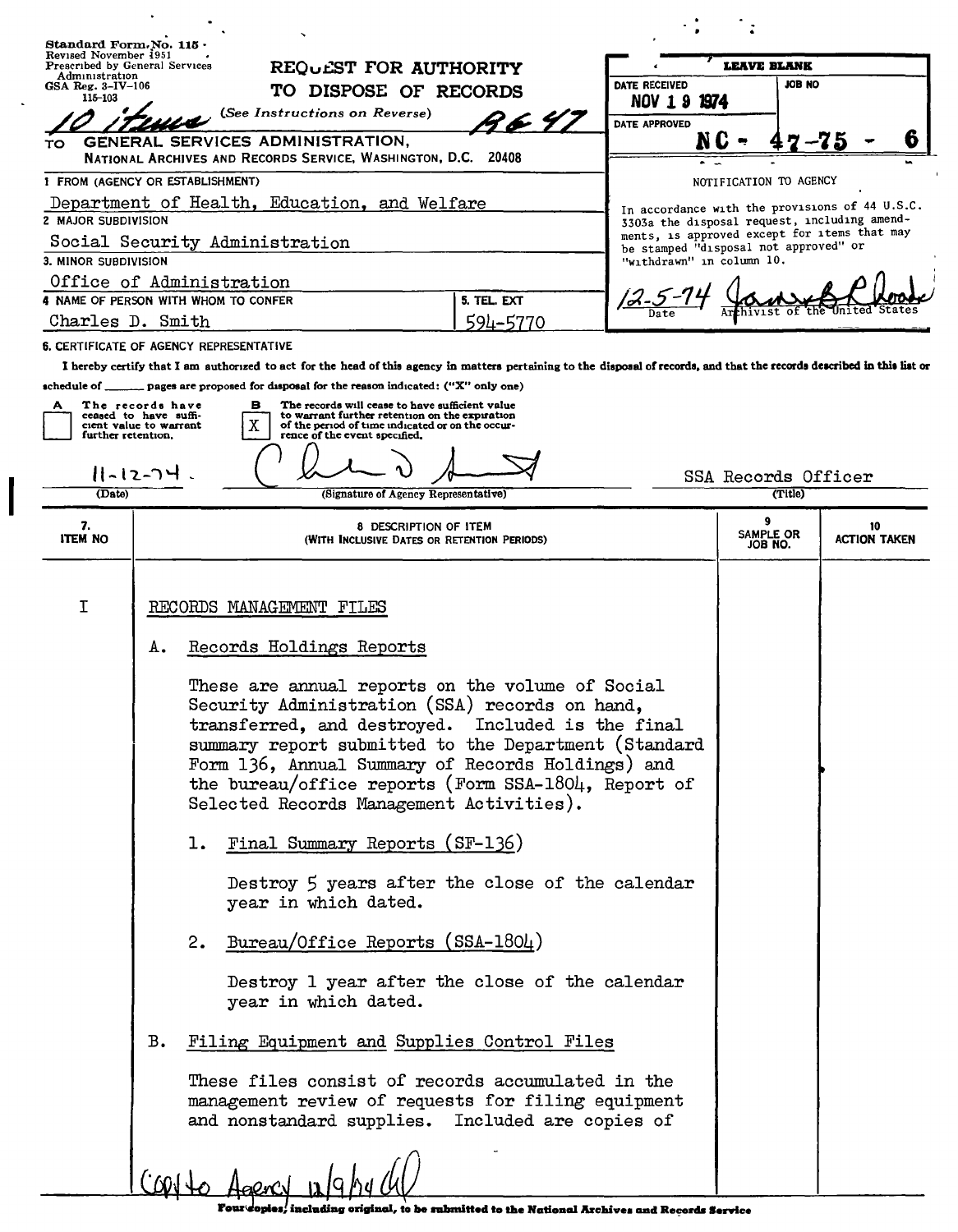Standard Form No. 115
Revised November 1951
Prescribed by General Services Administration
GSA Reg. 3-IV-106
115-103

# REQUEST FOR AUTHORITY TO DISPOSE OF RECORDS

(See Instructions on Reverse)

10 items   R647

TO GENERAL SERVICES ADMINISTRATION, NATIONAL ARCHIVES AND RECORDS SERVICE, WASHINGTON, D.C. 20408

| LEAVE BLANK | |
|---|---|
| DATE RECEIVED: NOV 19 1974 | JOB NO |
| DATE APPROVED | NC - 47-75 - 6 |

**NOTIFICATION TO AGENCY**

In accordance with the provisions of 44 U.S.C. 3303a the disposal request, including amendments, is approved except for items that may be stamped "disposal not approved" or "withdrawn" in column 10.

12-5-74 (Date) — James B. Rhoads, Archivist of the United States

1 FROM (AGENCY OR ESTABLISHMENT): Department of Health, Education, and Welfare

2 MAJOR SUBDIVISION: Social Security Administration

3. MINOR SUBDIVISION: Office of Administration

4 NAME OF PERSON WITH WHOM TO CONFER: Charles D. Smith

5. TEL. EXT: 594-5770

6. CERTIFICATE OF AGENCY REPRESENTATIVE

I hereby certify that I am authorized to act for the head of this agency in matters pertaining to the disposal of records, and that the records described in this list or schedule of ______ pages are proposed for disposal for the reason indicated: ("X" only one)

A [ ] The records have ceased to have sufficient value to warrant further retention.

B [X] The records will cease to have sufficient value to warrant further retention on the expiration of the period of time indicated or on the occurrence of the event specified.

11-12-74 (Date) — Charles D. Smith (Signature of Agency Representative) — SSA Records Officer (Title)

| 7. ITEM NO | 8 DESCRIPTION OF ITEM (WITH INCLUSIVE DATES OR RETENTION PERIODS) | 9 SAMPLE OR JOB NO. | 10 ACTION TAKEN |
|---|---|---|---|

I RECORDS MANAGEMENT FILES

A. Records Holdings Reports

These are annual reports on the volume of Social Security Administration (SSA) records on hand, transferred, and destroyed. Included is the final summary report submitted to the Department (Standard Form 136, Annual Summary of Records Holdings) and the bureau/office reports (Form SSA-1804, Report of Selected Records Management Activities).

1. Final Summary Reports (SF-136)

   Destroy 5 years after the close of the calendar year in which dated.

2. Bureau/Office Reports (SSA-1804)

   Destroy 1 year after the close of the calendar year in which dated.

B. Filing Equipment and Supplies Control Files

These files consist of records accumulated in the management review of requests for filing equipment and nonstandard supplies. Included are copies of

Copy to Agency 12/9/74

Four copies, including original, to be submitted to the National Archives and Records Service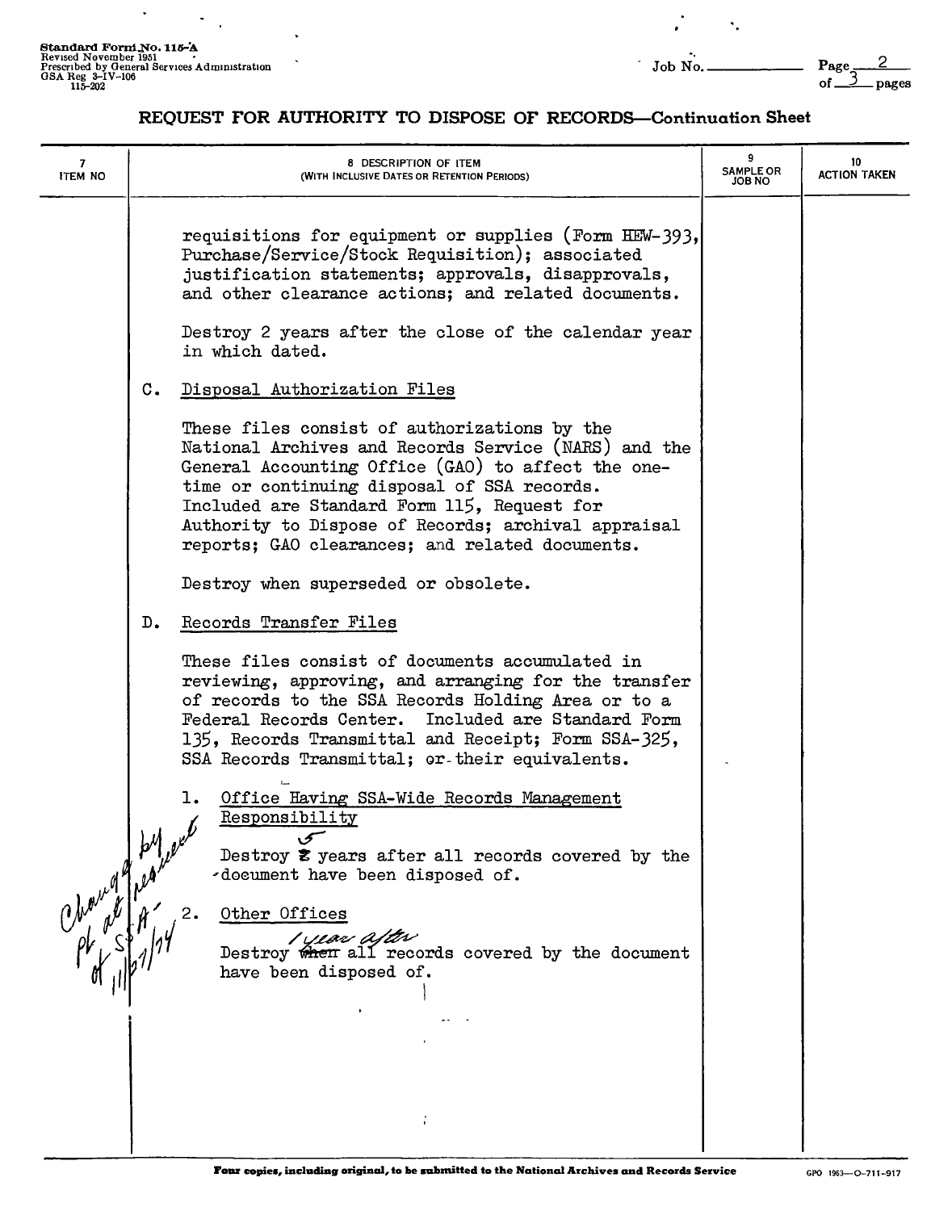Standard Form No. 115-A
Revised November 1951
Prescribed by General Services Administration
GSA Reg 3-IV-106
115-202

Job No. ________ Page 2 of 3 pages

## REQUEST FOR AUTHORITY TO DISPOSE OF RECORDS—Continuation Sheet

| 7 ITEM NO | 8 DESCRIPTION OF ITEM (WITH INCLUSIVE DATES OR RETENTION PERIODS) | 9 SAMPLE OR JOB NO | 10 ACTION TAKEN |
|---|---|---|---|
| | requisitions for equipment or supplies (Form HEW-393, Purchase/Service/Stock Requisition); associated justification statements; approvals, disapprovals, and other clearance actions; and related documents. | | |
| | Destroy 2 years after the close of the calendar year in which dated. | | |
| | C. Disposal Authorization Files | | |
| | These files consist of authorizations by the National Archives and Records Service (NARS) and the General Accounting Office (GAO) to affect the one-time or continuing disposal of SSA records. Included are Standard Form 115, Request for Authority to Dispose of Records; archival appraisal reports; GAO clearances; and related documents. | | |
| | Destroy when superseded or obsolete. | | |
| | D. Records Transfer Files | | |
| | These files consist of documents accumulated in reviewing, approving, and arranging for the transfer of records to the SSA Records Holding Area or to a Federal Records Center. Included are Standard Form 135, Records Transmittal and Receipt; Form SSA-325, SSA Records Transmittal; or their equivalents. | | |
| | 1. Office Having SSA-Wide Records Management Responsibility | | |
| | Destroy ~~2~~ 5 years after all records covered by the document have been disposed of. | | |
| | 2. Other Offices | | |
| | Destroy ~~when~~ 1 year after all records covered by the document have been disposed of. | | |

*Changed by phone at request of SSA - 11/27/74*

Four copies, including original, to be submitted to the National Archives and Records Service

GPO 1963—O-711-917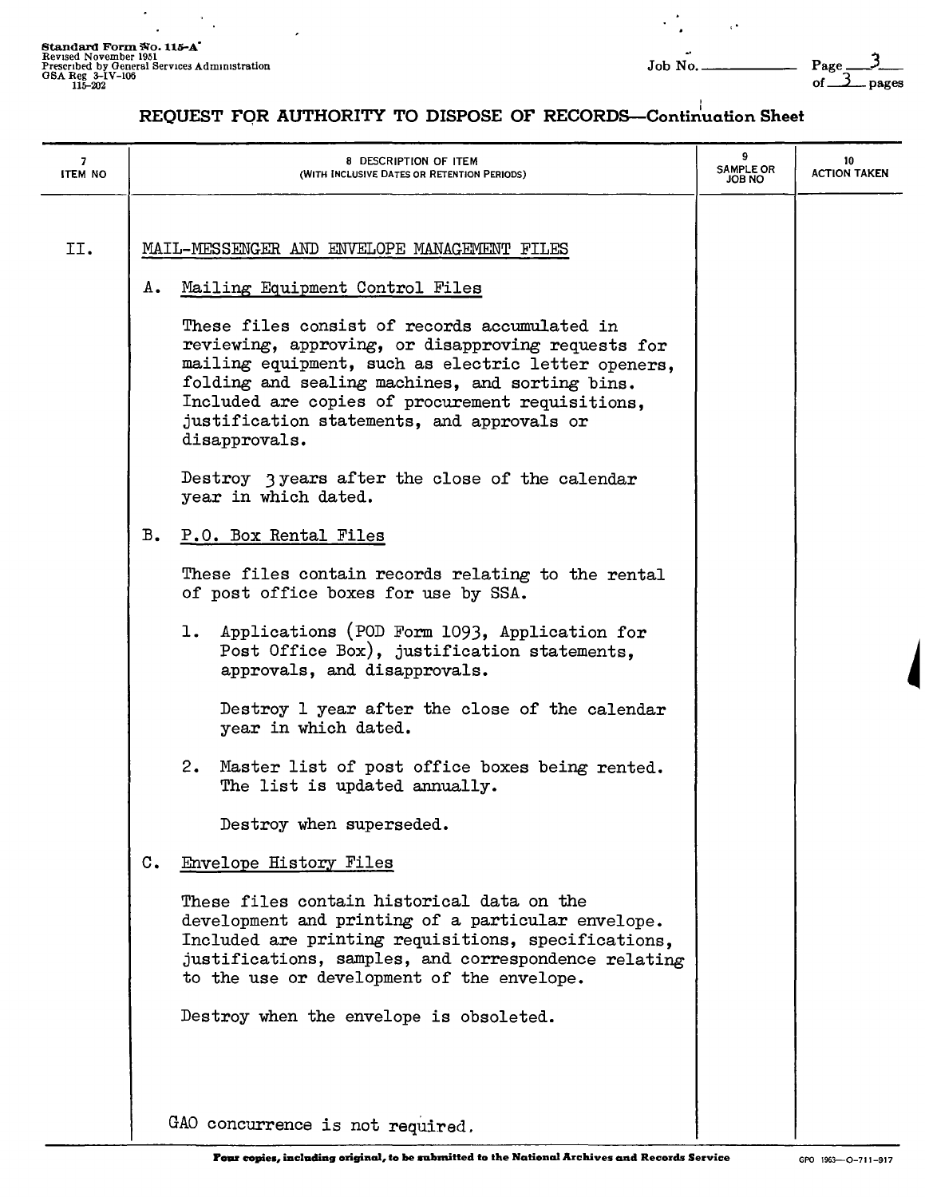Standard Form No. 115-A
Revised November 1951
Prescribed by General Services Administration
GSA Reg 3-IV-106
115-202

Job No. ______ Page 3 of 3 pages

# REQUEST FOR AUTHORITY TO DISPOSE OF RECORDS—Continuation Sheet

| 7 ITEM NO | 8 DESCRIPTION OF ITEM (WITH INCLUSIVE DATES OR RETENTION PERIODS) | 9 SAMPLE OR JOB NO | 10 ACTION TAKEN |
|---|---|---|---|
| II. | MAIL-MESSENGER AND ENVELOPE MANAGEMENT FILES | | |
| | A. Mailing Equipment Control Files<br><br>These files consist of records accumulated in reviewing, approving, or disapproving requests for mailing equipment, such as electric letter openers, folding and sealing machines, and sorting bins. Included are copies of procurement requisitions, justification statements, and approvals or disapprovals.<br><br>Destroy 3 years after the close of the calendar year in which dated. | | |
| | B. P.O. Box Rental Files<br><br>These files contain records relating to the rental of post office boxes for use by SSA.<br><br>1. Applications (POD Form 1093, Application for Post Office Box), justification statements, approvals, and disapprovals.<br><br>Destroy 1 year after the close of the calendar year in which dated.<br><br>2. Master list of post office boxes being rented. The list is updated annually.<br><br>Destroy when superseded. | | |
| | C. Envelope History Files<br><br>These files contain historical data on the development and printing of a particular envelope. Included are printing requisitions, specifications, justifications, samples, and correspondence relating to the use or development of the envelope.<br><br>Destroy when the envelope is obsoleted. | | |
| | GAO concurrence is not required. | | |

**Four copies, including original, to be submitted to the National Archives and Records Service**

GPO 1963—O-711-917